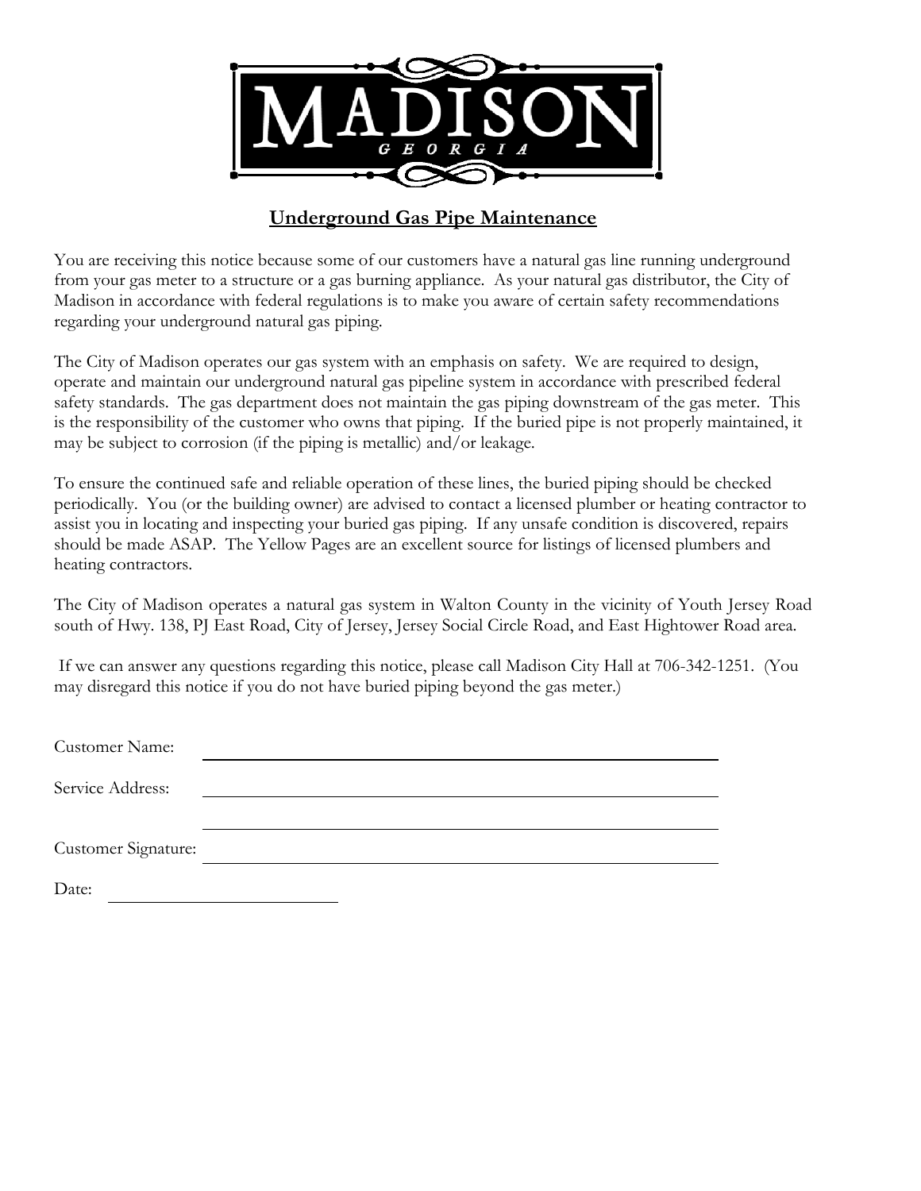MADISON

GEORGIA

## Underground Gas Pipe Maintenance

You are receiving this notice because some of our customers have a natural gas line running underground from your gas meter to a structure or a gas burning appliance. As your natural gas distributor, the City of Madison in accordance with federal regulations is to make you aware of certain safety recommendations regarding your underground natural gas piping.

The City of Madison operates our gas system with an emphasis on safety. We are required to design, operate and maintain our underground natural gas pipeline system in accordance with prescribed federal safety standards. The gas department does not maintain the gas piping downstream of the gas meter. This is the responsibility of the customer who owns that piping. If the buried pipe is not properly maintained, it may be subject to corrosion (if the piping is metallic) and/or leakage.

To ensure the continued safe and reliable operation of these lines, the buried piping should be checked periodically. You (or the building owner) are advised to contact a licensed plumber or heating contractor to assist you in locating and inspecting your buried gas piping. If any unsafe condition is discovered, repairs should be made ASAP. The Yellow Pages are an excellent source for listings of licensed plumbers and heating contractors.

The City of Madison operates a natural gas system in Walton County in the vicinity of Youth Jersey Road south of Hwy. 138, PJ East Road, City of Jersey, Jersey Social Circle Road, and East Hightower Road area.

If we can answer any questions regarding this notice, please call Madison City Hall at 706-342-1251. (You may disregard this notice if you do not have buried piping beyond the gas meter.)

Customer Name: ______________________________

Service Address: ______________________________

______________________________

Customer Signature: ______________________________

Date: ______________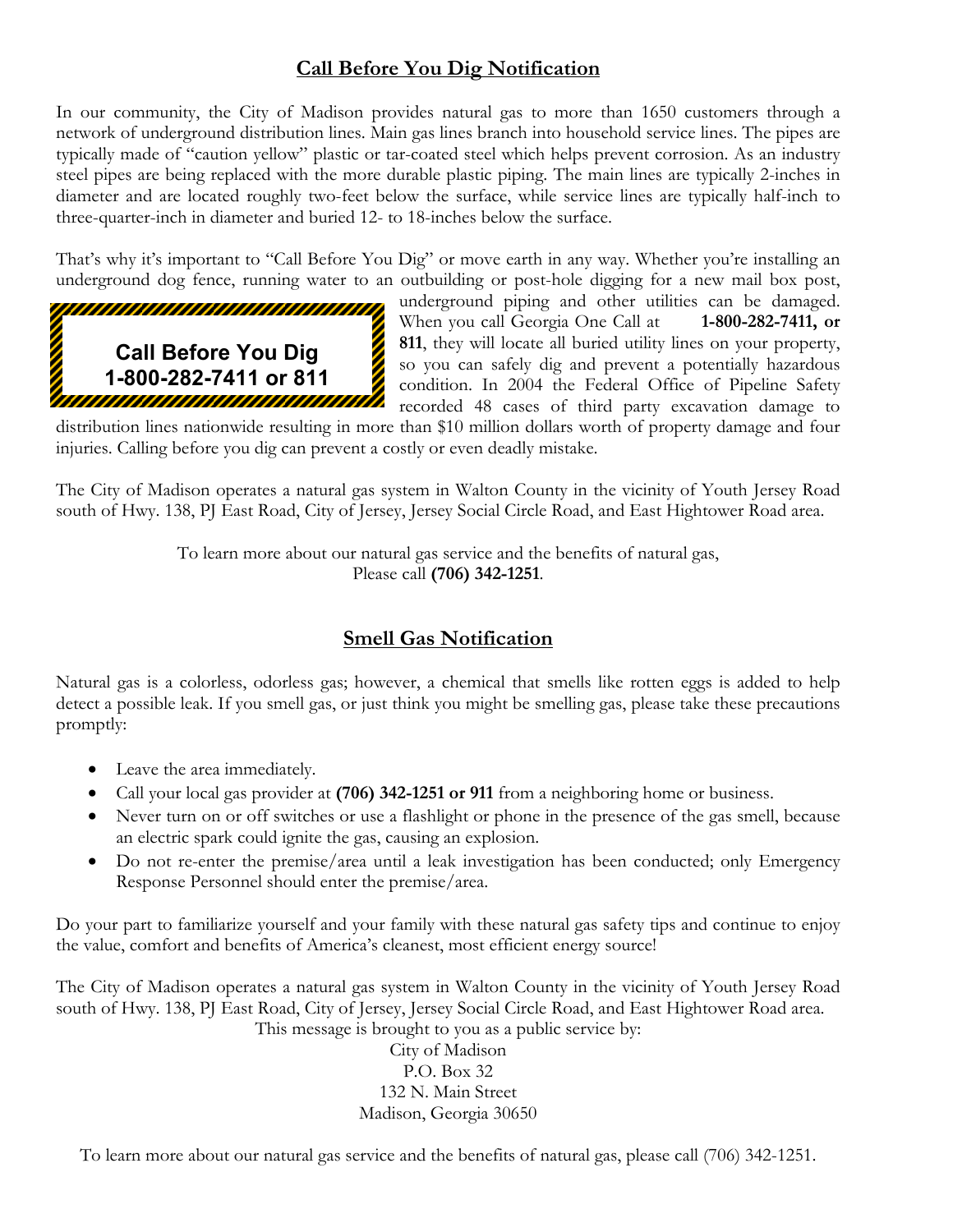## Call Before You Dig Notification

In our community, the City of Madison provides natural gas to more than 1650 customers through a network of underground distribution lines. Main gas lines branch into household service lines. The pipes are typically made of "caution yellow" plastic or tar-coated steel which helps prevent corrosion. As an industry steel pipes are being replaced with the more durable plastic piping. The main lines are typically 2-inches in diameter and are located roughly two-feet below the surface, while service lines are typically half-inch to three-quarter-inch in diameter and buried 12- to 18-inches below the surface.

That's why it's important to "Call Before You Dig" or move earth in any way. Whether you're installing an underground dog fence, running water to an outbuilding or post-hole digging for a new mail box post, underground piping and other utilities can be damaged. When you call Georgia One Call at **1-800-282-7411, or 811**, they will locate all buried utility lines on your property, so you can safely dig and prevent a potentially hazardous condition. In 2004 the Federal Office of Pipeline Safety recorded 48 cases of third party excavation damage to distribution lines nationwide resulting in more than $10 million dollars worth of property damage and four injuries. Calling before you dig can prevent a costly or even deadly mistake.

**Call Before You Dig**
**1-800-282-7411 or 811**

The City of Madison operates a natural gas system in Walton County in the vicinity of Youth Jersey Road south of Hwy. 138, PJ East Road, City of Jersey, Jersey Social Circle Road, and East Hightower Road area.

To learn more about our natural gas service and the benefits of natural gas,
Please call **(706) 342-1251**.

## Smell Gas Notification

Natural gas is a colorless, odorless gas; however, a chemical that smells like rotten eggs is added to help detect a possible leak. If you smell gas, or just think you might be smelling gas, please take these precautions promptly:

- Leave the area immediately.
- Call your local gas provider at **(706) 342-1251 or 911** from a neighboring home or business.
- Never turn on or off switches or use a flashlight or phone in the presence of the gas smell, because an electric spark could ignite the gas, causing an explosion.
- Do not re-enter the premise/area until a leak investigation has been conducted; only Emergency Response Personnel should enter the premise/area.

Do your part to familiarize yourself and your family with these natural gas safety tips and continue to enjoy the value, comfort and benefits of America's cleanest, most efficient energy source!

The City of Madison operates a natural gas system in Walton County in the vicinity of Youth Jersey Road south of Hwy. 138, PJ East Road, City of Jersey, Jersey Social Circle Road, and East Hightower Road area.

This message is brought to you as a public service by:
City of Madison
P.O. Box 32
132 N. Main Street
Madison, Georgia 30650

To learn more about our natural gas service and the benefits of natural gas, please call (706) 342-1251.